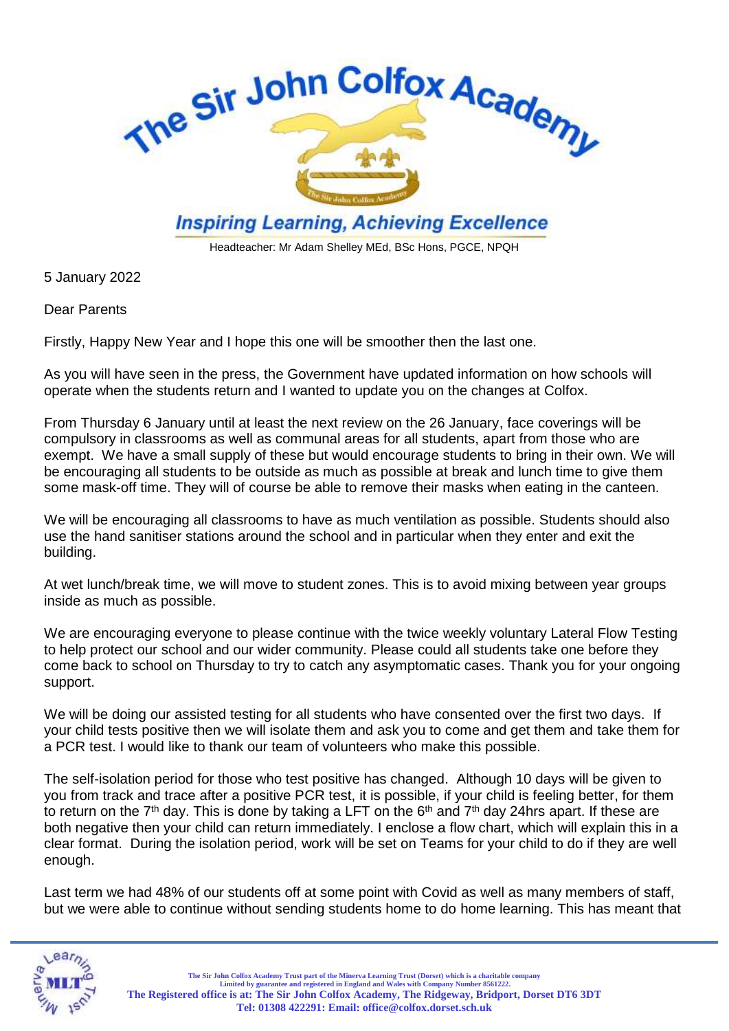# The Sir John Colfox Academy

*Inspiring Learning, Achieving Excellence*

Headteacher: Mr Adam Shelley MEd, BSc Hons, PGCE, NPQH

5 January 2022

Dear Parents

Firstly, Happy New Year and I hope this one will be smoother then the last one.

As you will have seen in the press, the Government have updated information on how schools will operate when the students return and I wanted to update you on the changes at Colfox.

From Thursday 6 January until at least the next review on the 26 January, face coverings will be compulsory in classrooms as well as communal areas for all students, apart from those who are exempt. We have a small supply of these but would encourage students to bring in their own. We will be encouraging all students to be outside as much as possible at break and lunch time to give them some mask-off time. They will of course be able to remove their masks when eating in the canteen.

We will be encouraging all classrooms to have as much ventilation as possible. Students should also use the hand sanitiser stations around the school and in particular when they enter and exit the building.

At wet lunch/break time, we will move to student zones. This is to avoid mixing between year groups inside as much as possible.

We are encouraging everyone to please continue with the twice weekly voluntary Lateral Flow Testing to help protect our school and our wider community. Please could all students take one before they come back to school on Thursday to try to catch any asymptomatic cases. Thank you for your ongoing support.

We will be doing our assisted testing for all students who have consented over the first two days. If your child tests positive then we will isolate them and ask you to come and get them and take them for a PCR test. I would like to thank our team of volunteers who make this possible.

The self-isolation period for those who test positive has changed. Although 10 days will be given to you from track and trace after a positive PCR test, it is possible, if your child is feeling better, for them to return on the 7th day. This is done by taking a LFT on the 6th and 7th day 24hrs apart. If these are both negative then your child can return immediately. I enclose a flow chart, which will explain this in a clear format. During the isolation period, work will be set on Teams for your child to do if they are well enough.

Last term we had 48% of our students off at some point with Covid as well as many members of staff, but we were able to continue without sending students home to do home learning. This has meant that

The Sir John Colfox Academy Trust part of the Minerva Learning Trust (Dorset) which is a charitable company
Limited by guarantee and registered in England and Wales with Company Number 8561222.
The Registered office is at: The Sir John Colfox Academy, The Ridgeway, Bridport, Dorset DT6 3DT
Tel: 01308 422291: Email: office@colfox.dorset.sch.uk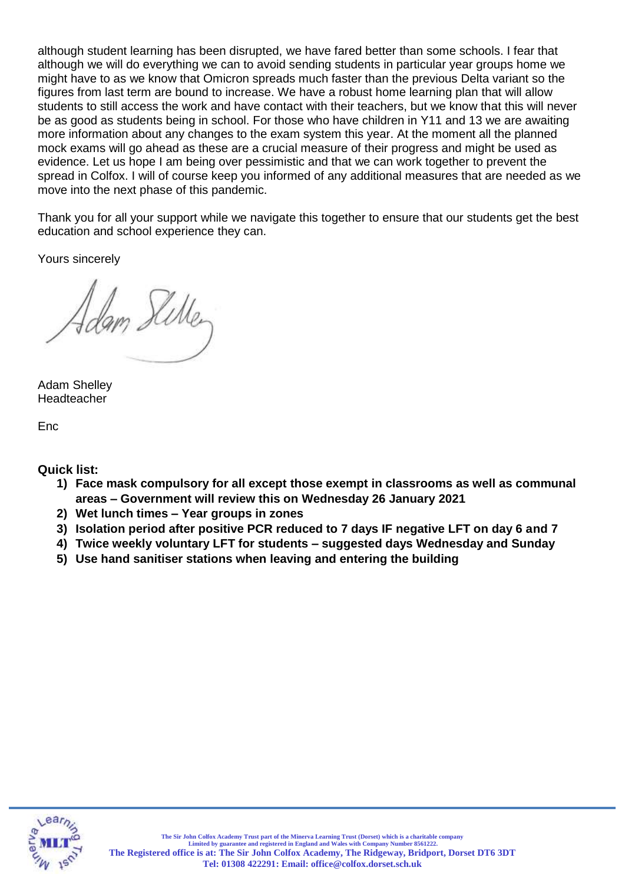although student learning has been disrupted, we have fared better than some schools. I fear that although we will do everything we can to avoid sending students in particular year groups home we might have to as we know that Omicron spreads much faster than the previous Delta variant so the figures from last term are bound to increase. We have a robust home learning plan that will allow students to still access the work and have contact with their teachers, but we know that this will never be as good as students being in school. For those who have children in Y11 and 13 we are awaiting more information about any changes to the exam system this year. At the moment all the planned mock exams will go ahead as these are a crucial measure of their progress and might be used as evidence. Let us hope I am being over pessimistic and that we can work together to prevent the spread in Colfox. I will of course keep you informed of any additional measures that are needed as we move into the next phase of this pandemic.

Thank you for all your support while we navigate this together to ensure that our students get the best education and school experience they can.

Yours sincerely

Adam Shelley
Headteacher

Enc

**Quick list:**

1) **Face mask compulsory for all except those exempt in classrooms as well as communal areas – Government will review this on Wednesday 26 January 2021**
2) **Wet lunch times – Year groups in zones**
3) **Isolation period after positive PCR reduced to 7 days IF negative LFT on day 6 and 7**
4) **Twice weekly voluntary LFT for students – suggested days Wednesday and Sunday**
5) **Use hand sanitiser stations when leaving and entering the building**

The Sir John Colfox Academy Trust part of the Minerva Learning Trust (Dorset) which is a charitable company
Limited by guarantee and registered in England and Wales with Company Number 8561222.
The Registered office is at: The Sir John Colfox Academy, The Ridgeway, Bridport, Dorset DT6 3DT
Tel: 01308 422291: Email: office@colfox.dorset.sch.uk